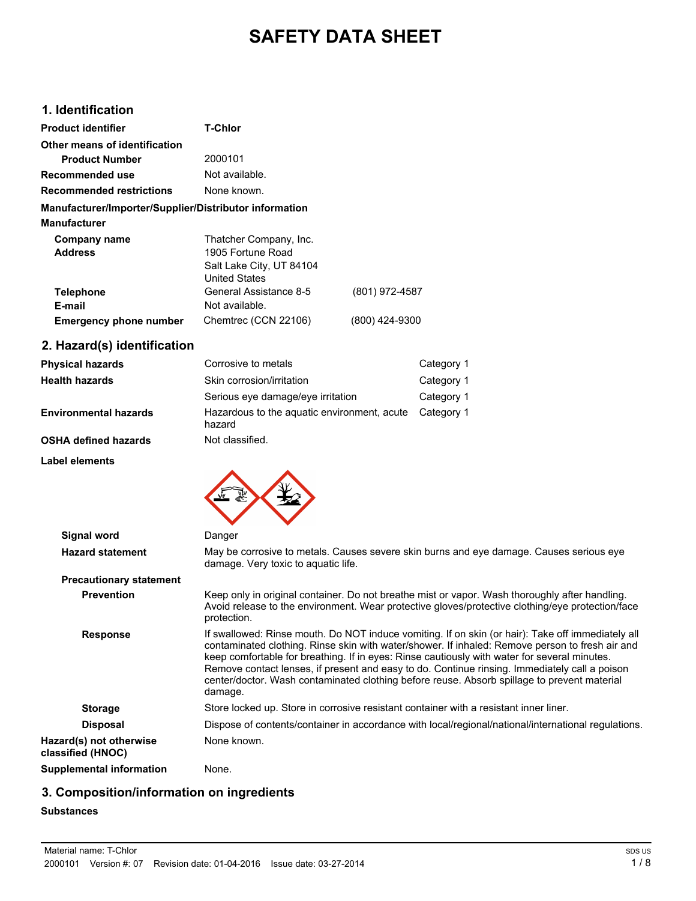# SAFETY DATA SHEET

## 1. Identification

| | | |
|---|---|---|
| **Product identifier** | **T-Chlor** | |
| **Other means of identification** | | |
| **Product Number** | 2000101 | |
| **Recommended use** | Not available. | |
| **Recommended restrictions** | None known. | |

**Manufacturer/Importer/Supplier/Distributor information**

**Manufacturer**

| | | |
|---|---|---|
| **Company name** | Thatcher Company, Inc. | |
| **Address** | 1905 Fortune Road<br>Salt Lake City, UT 84104<br>United States | |
| **Telephone** | General Assistance 8-5 | (801) 972-4587 |
| **E-mail** | Not available. | |
| **Emergency phone number** | Chemtrec (CCN 22106) | (800) 424-9300 |

## 2. Hazard(s) identification

| | | |
|---|---|---|
| **Physical hazards** | Corrosive to metals | Category 1 |
| **Health hazards** | Skin corrosion/irritation | Category 1 |
| | Serious eye damage/eye irritation | Category 1 |
| **Environmental hazards** | Hazardous to the aquatic environment, acute hazard | Category 1 |
| **OSHA defined hazards** | Not classified. | |

**Label elements**

**Signal word** Danger

**Hazard statement** May be corrosive to metals. Causes severe skin burns and eye damage. Causes serious eye damage. Very toxic to aquatic life.

**Precautionary statement**

**Prevention** Keep only in original container. Do not breathe mist or vapor. Wash thoroughly after handling. Avoid release to the environment. Wear protective gloves/protective clothing/eye protection/face protection.

**Response** If swallowed: Rinse mouth. Do NOT induce vomiting. If on skin (or hair): Take off immediately all contaminated clothing. Rinse skin with water/shower. If inhaled: Remove person to fresh air and keep comfortable for breathing. If in eyes: Rinse cautiously with water for several minutes. Remove contact lenses, if present and easy to do. Continue rinsing. Immediately call a poison center/doctor. Wash contaminated clothing before reuse. Absorb spillage to prevent material damage.

**Storage** Store locked up. Store in corrosive resistant container with a resistant inner liner.

**Disposal** Dispose of contents/container in accordance with local/regional/national/international regulations.

**Hazard(s) not otherwise classified (HNOC)** None known.

**Supplemental information** None.

## 3. Composition/information on ingredients

**Substances**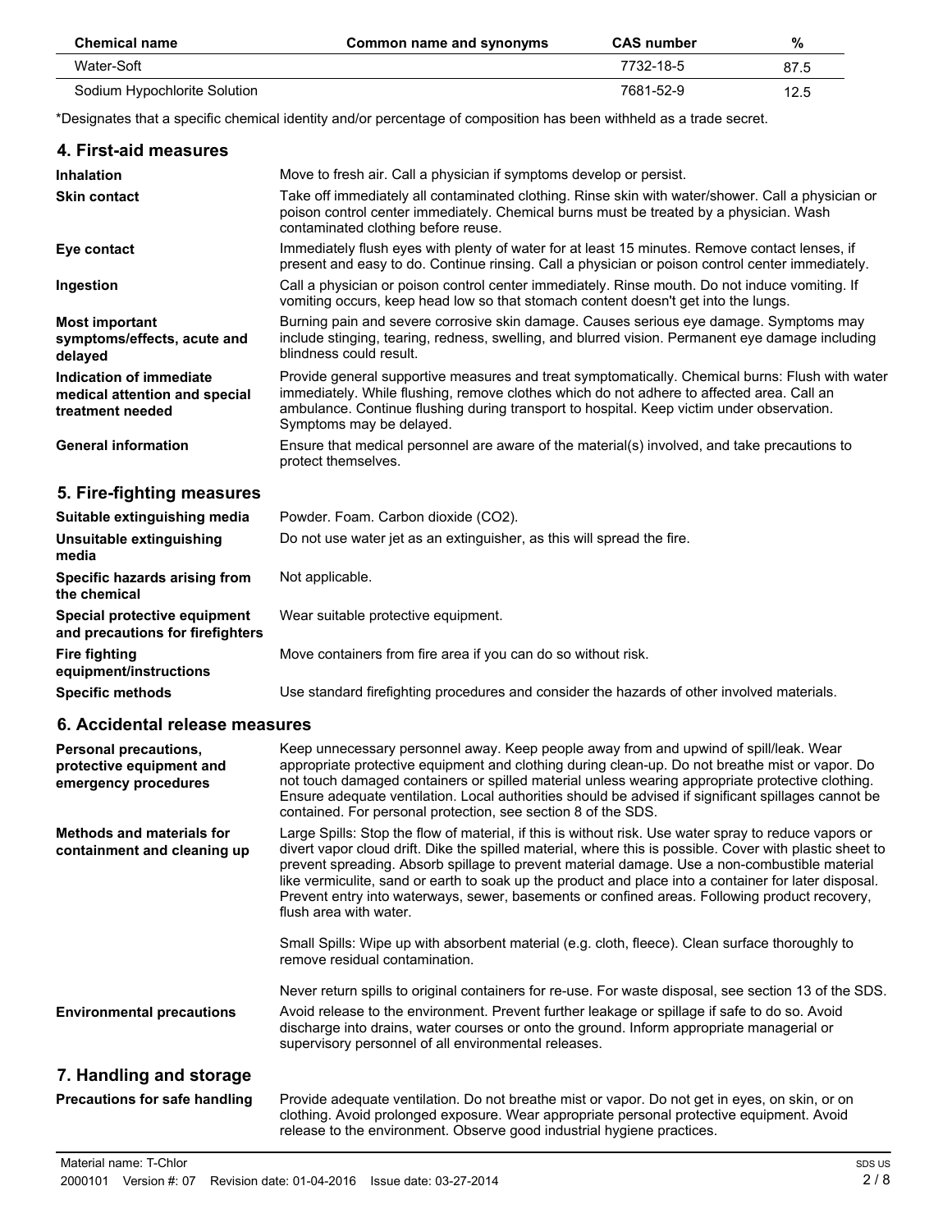| Chemical name | Common name and synonyms | CAS number | % |
| --- | --- | --- | --- |
| Water-Soft | | 7732-18-5 | 87.5 |
| Sodium Hypochlorite Solution | | 7681-52-9 | 12.5 |

*Designates that a specific chemical identity and/or percentage of composition has been withheld as a trade secret.

## 4. First-aid measures

**Inhalation**
Move to fresh air. Call a physician if symptoms develop or persist.

**Skin contact**
Take off immediately all contaminated clothing. Rinse skin with water/shower. Call a physician or poison control center immediately. Chemical burns must be treated by a physician. Wash contaminated clothing before reuse.

**Eye contact**
Immediately flush eyes with plenty of water for at least 15 minutes. Remove contact lenses, if present and easy to do. Continue rinsing. Call a physician or poison control center immediately.

**Ingestion**
Call a physician or poison control center immediately. Rinse mouth. Do not induce vomiting. If vomiting occurs, keep head low so that stomach content doesn't get into the lungs.

**Most important symptoms/effects, acute and delayed**
Burning pain and severe corrosive skin damage. Causes serious eye damage. Symptoms may include stinging, tearing, redness, swelling, and blurred vision. Permanent eye damage including blindness could result.

**Indication of immediate medical attention and special treatment needed**
Provide general supportive measures and treat symptomatically. Chemical burns: Flush with water immediately. While flushing, remove clothes which do not adhere to affected area. Call an ambulance. Continue flushing during transport to hospital. Keep victim under observation. Symptoms may be delayed.

**General information**
Ensure that medical personnel are aware of the material(s) involved, and take precautions to protect themselves.

## 5. Fire-fighting measures

**Suitable extinguishing media**
Powder. Foam. Carbon dioxide ($CO_2$).

**Unsuitable extinguishing media**
Do not use water jet as an extinguisher, as this will spread the fire.

**Specific hazards arising from the chemical**
Not applicable.

**Special protective equipment and precautions for firefighters**
Wear suitable protective equipment.

**Fire fighting equipment/instructions**
Move containers from fire area if you can do so without risk.

**Specific methods**
Use standard firefighting procedures and consider the hazards of other involved materials.

## 6. Accidental release measures

**Personal precautions, protective equipment and emergency procedures**
Keep unnecessary personnel away. Keep people away from and upwind of spill/leak. Wear appropriate protective equipment and clothing during clean-up. Do not breathe mist or vapor. Do not touch damaged containers or spilled material unless wearing appropriate protective clothing. Ensure adequate ventilation. Local authorities should be advised if significant spillages cannot be contained. For personal protection, see section 8 of the SDS.

**Methods and materials for containment and cleaning up**
Large Spills: Stop the flow of material, if this is without risk. Use water spray to reduce vapors or divert vapor cloud drift. Dike the spilled material, where this is possible. Cover with plastic sheet to prevent spreading. Absorb spillage to prevent material damage. Use a non-combustible material like vermiculite, sand or earth to soak up the product and place into a container for later disposal. Prevent entry into waterways, sewer, basements or confined areas. Following product recovery, flush area with water.

Small Spills: Wipe up with absorbent material (e.g. cloth, fleece). Clean surface thoroughly to remove residual contamination.

Never return spills to original containers for re-use. For waste disposal, see section 13 of the SDS.

**Environmental precautions**
Avoid release to the environment. Prevent further leakage or spillage if safe to do so. Avoid discharge into drains, water courses or onto the ground. Inform appropriate managerial or supervisory personnel of all environmental releases.

## 7. Handling and storage

**Precautions for safe handling**
Provide adequate ventilation. Do not breathe mist or vapor. Do not get in eyes, on skin, or on clothing. Avoid prolonged exposure. Wear appropriate personal protective equipment. Avoid release to the environment. Observe good industrial hygiene practices.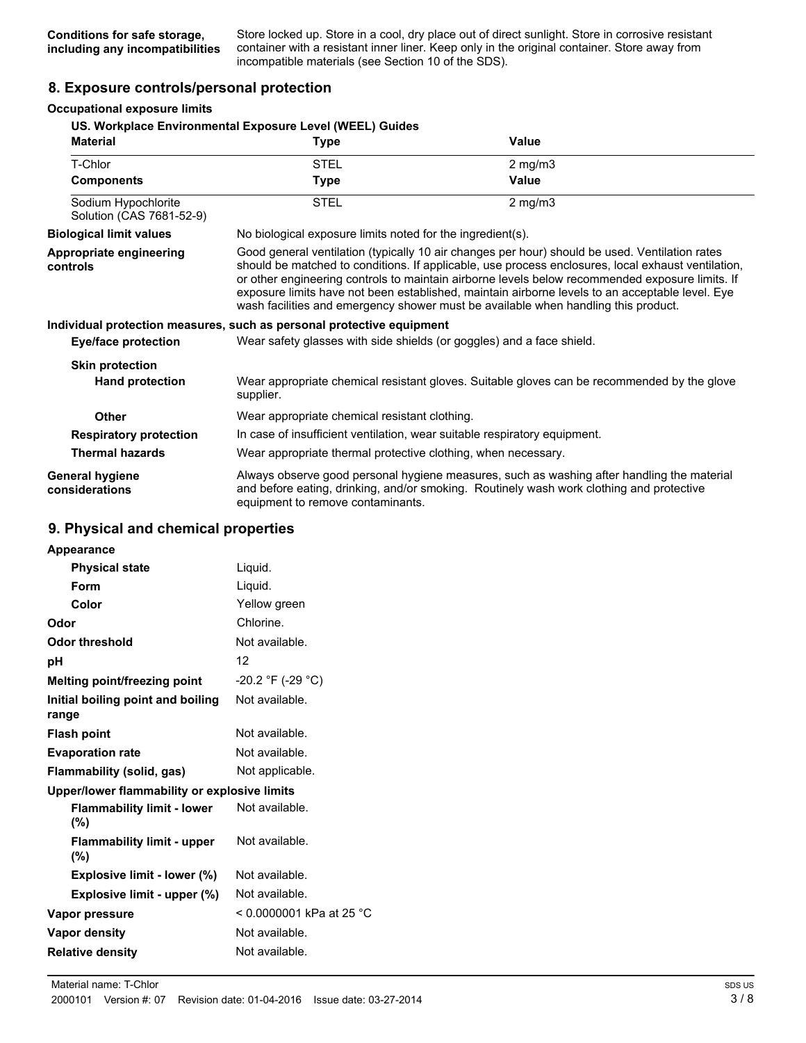| | |
|---|---|
| **Conditions for safe storage, including any incompatibilities** | Store locked up. Store in a cool, dry place out of direct sunlight. Store in corrosive resistant container with a resistant inner liner. Keep only in the original container. Store away from incompatible materials (see Section 10 of the SDS). |

## 8. Exposure controls/personal protection

**Occupational exposure limits**

**US. Workplace Environmental Exposure Level (WEEL) Guides**

| Material | Type | Value |
|---|---|---|
| T-Chlor | STEL | 2 mg/m3 |
| **Components** | **Type** | **Value** |
| Sodium Hypochlorite Solution (CAS 7681-52-9) | STEL | 2 mg/m3 |

| | |
|---|---|
| **Biological limit values** | No biological exposure limits noted for the ingredient(s). |
| **Appropriate engineering controls** | Good general ventilation (typically 10 air changes per hour) should be used. Ventilation rates should be matched to conditions. If applicable, use process enclosures, local exhaust ventilation, or other engineering controls to maintain airborne levels below recommended exposure limits. If exposure limits have not been established, maintain airborne levels to an acceptable level. Eye wash facilities and emergency shower must be available when handling this product. |

**Individual protection measures, such as personal protective equipment**

| | |
|---|---|
| **Eye/face protection** | Wear safety glasses with side shields (or goggles) and a face shield. |
| **Skin protection** | |
| **Hand protection** | Wear appropriate chemical resistant gloves. Suitable gloves can be recommended by the glove supplier. |
| **Other** | Wear appropriate chemical resistant clothing. |
| **Respiratory protection** | In case of insufficient ventilation, wear suitable respiratory equipment. |
| **Thermal hazards** | Wear appropriate thermal protective clothing, when necessary. |
| **General hygiene considerations** | Always observe good personal hygiene measures, such as washing after handling the material and before eating, drinking, and/or smoking. Routinely wash work clothing and protective equipment to remove contaminants. |

## 9. Physical and chemical properties

| | |
|---|---|
| **Appearance** | |
| **Physical state** | Liquid. |
| **Form** | Liquid. |
| **Color** | Yellow green |
| **Odor** | Chlorine. |
| **Odor threshold** | Not available. |
| **pH** | 12 |
| **Melting point/freezing point** | -20.2 °F (-29 °C) |
| **Initial boiling point and boiling range** | Not available. |
| **Flash point** | Not available. |
| **Evaporation rate** | Not available. |
| **Flammability (solid, gas)** | Not applicable. |
| **Upper/lower flammability or explosive limits** | |
| **Flammability limit - lower (%)** | Not available. |
| **Flammability limit - upper (%)** | Not available. |
| **Explosive limit - lower (%)** | Not available. |
| **Explosive limit - upper (%)** | Not available. |
| **Vapor pressure** | < 0.0000001 kPa at 25 °C |
| **Vapor density** | Not available. |
| **Relative density** | Not available. |

Material name: T-Chlor

2000101 Version #: 07 Revision date: 01-04-2016 Issue date: 03-27-2014

SDS US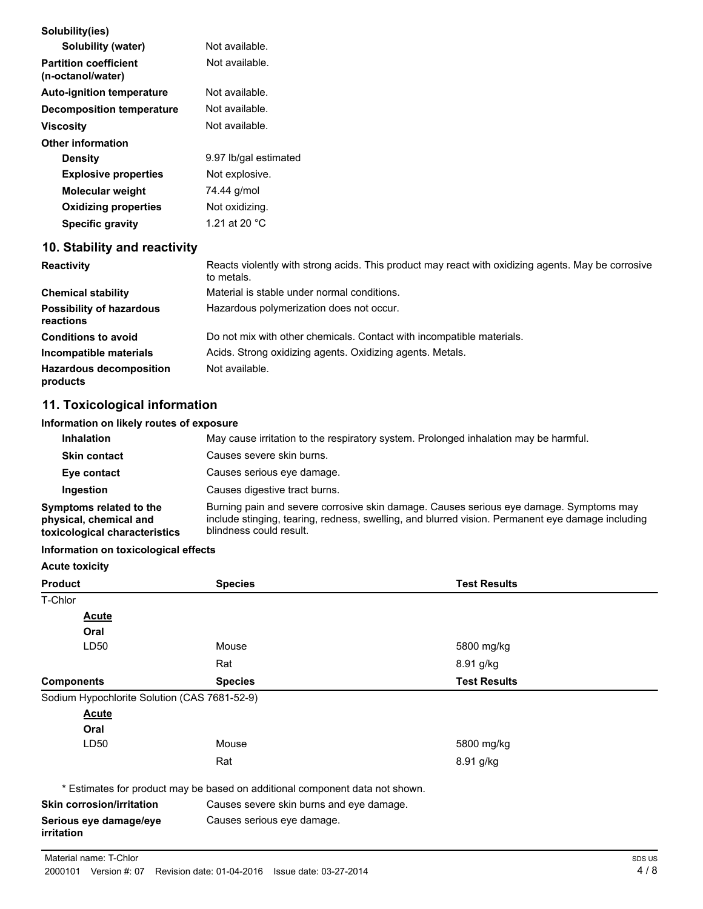**Solubility(ies)**

| | |
|---|---|
| **Solubility (water)** | Not available. |
| **Partition coefficient (n-octanol/water)** | Not available. |
| **Auto-ignition temperature** | Not available. |
| **Decomposition temperature** | Not available. |
| **Viscosity** | Not available. |

**Other information**

| | |
|---|---|
| **Density** | 9.97 lb/gal estimated |
| **Explosive properties** | Not explosive. |
| **Molecular weight** | 74.44 g/mol |
| **Oxidizing properties** | Not oxidizing. |
| **Specific gravity** | 1.21 at 20 °C |

## 10. Stability and reactivity

| | |
|---|---|
| **Reactivity** | Reacts violently with strong acids. This product may react with oxidizing agents. May be corrosive to metals. |
| **Chemical stability** | Material is stable under normal conditions. |
| **Possibility of hazardous reactions** | Hazardous polymerization does not occur. |
| **Conditions to avoid** | Do not mix with other chemicals. Contact with incompatible materials. |
| **Incompatible materials** | Acids. Strong oxidizing agents. Oxidizing agents. Metals. |
| **Hazardous decomposition products** | Not available. |

## 11. Toxicological information

**Information on likely routes of exposure**

| | |
|---|---|
| **Inhalation** | May cause irritation to the respiratory system. Prolonged inhalation may be harmful. |
| **Skin contact** | Causes severe skin burns. |
| **Eye contact** | Causes serious eye damage. |
| **Ingestion** | Causes digestive tract burns. |
| **Symptoms related to the physical, chemical and toxicological characteristics** | Burning pain and severe corrosive skin damage. Causes serious eye damage. Symptoms may include stinging, tearing, redness, swelling, and blurred vision. Permanent eye damage including blindness could result. |

**Information on toxicological effects**

**Acute toxicity**

| Product | Species | Test Results |
|---|---|---|
| T-Chlor | | |
| **Acute** | | |
| **Oral** | | |
| LD50 | Mouse | 5800 mg/kg |
| | Rat | 8.91 g/kg |
| **Components** | **Species** | **Test Results** |
| Sodium Hypochlorite Solution (CAS 7681-52-9) | | |
| **Acute** | | |
| **Oral** | | |
| LD50 | Mouse | 5800 mg/kg |
| | Rat | 8.91 g/kg |

\* Estimates for product may be based on additional component data not shown.

| | |
|---|---|
| **Skin corrosion/irritation** | Causes severe skin burns and eye damage. |
| **Serious eye damage/eye irritation** | Causes serious eye damage. |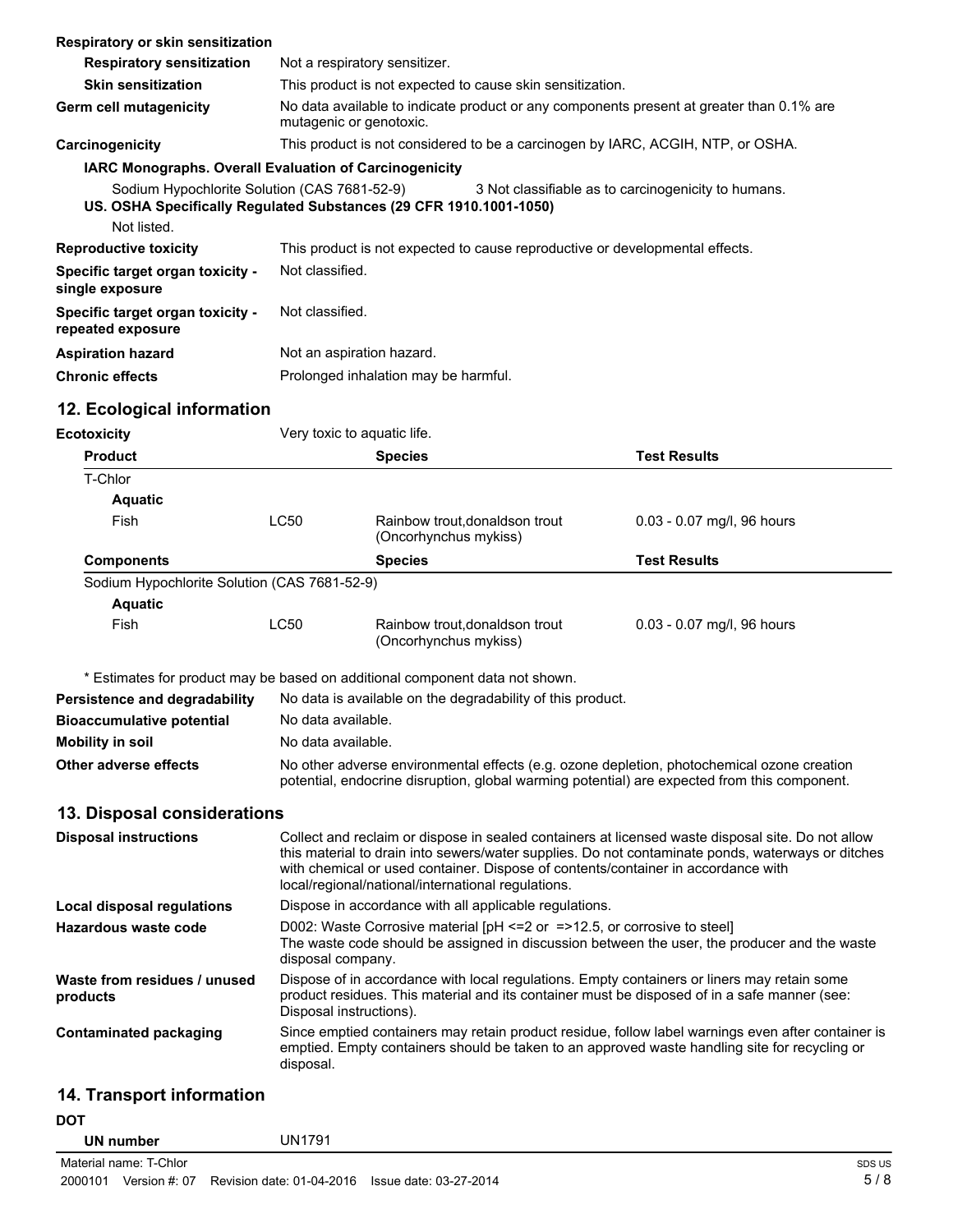**Respiratory or skin sensitization**

| | |
|---|---|
| **Respiratory sensitization** | Not a respiratory sensitizer. |
| **Skin sensitization** | This product is not expected to cause skin sensitization. |
| **Germ cell mutagenicity** | No data available to indicate product or any components present at greater than 0.1% are mutagenic or genotoxic. |
| **Carcinogenicity** | This product is not considered to be a carcinogen by IARC, ACGIH, NTP, or OSHA. |

**IARC Monographs. Overall Evaluation of Carcinogenicity**

Sodium Hypochlorite Solution (CAS 7681-52-9) 3 Not classifiable as to carcinogenicity to humans.

**US. OSHA Specifically Regulated Substances (29 CFR 1910.1001-1050)**

Not listed.

| | |
|---|---|
| **Reproductive toxicity** | This product is not expected to cause reproductive or developmental effects. |
| **Specific target organ toxicity - single exposure** | Not classified. |
| **Specific target organ toxicity - repeated exposure** | Not classified. |
| **Aspiration hazard** | Not an aspiration hazard. |
| **Chronic effects** | Prolonged inhalation may be harmful. |

## 12. Ecological information

**Ecotoxicity** Very toxic to aquatic life.

| **Product** | | **Species** | **Test Results** |
|---|---|---|---|
| T-Chlor | | | |
| **Aquatic** | | | |
| Fish | LC50 | Rainbow trout,donaldson trout (Oncorhynchus mykiss) | 0.03 - 0.07 mg/l, 96 hours |
| **Components** | | **Species** | **Test Results** |
| Sodium Hypochlorite Solution (CAS 7681-52-9) | | | |
| **Aquatic** | | | |
| Fish | LC50 | Rainbow trout,donaldson trout (Oncorhynchus mykiss) | 0.03 - 0.07 mg/l, 96 hours |

* Estimates for product may be based on additional component data not shown.

| | |
|---|---|
| **Persistence and degradability** | No data is available on the degradability of this product. |
| **Bioaccumulative potential** | No data available. |
| **Mobility in soil** | No data available. |
| **Other adverse effects** | No other adverse environmental effects (e.g. ozone depletion, photochemical ozone creation potential, endocrine disruption, global warming potential) are expected from this component. |

## 13. Disposal considerations

| | |
|---|---|
| **Disposal instructions** | Collect and reclaim or dispose in sealed containers at licensed waste disposal site. Do not allow this material to drain into sewers/water supplies. Do not contaminate ponds, waterways or ditches with chemical or used container. Dispose of contents/container in accordance with local/regional/national/international regulations. |
| **Local disposal regulations** | Dispose in accordance with all applicable regulations. |
| **Hazardous waste code** | D002: Waste Corrosive material [pH <=2 or =>12.5, or corrosive to steel] The waste code should be assigned in discussion between the user, the producer and the waste disposal company. |
| **Waste from residues / unused products** | Dispose of in accordance with local regulations. Empty containers or liners may retain some product residues. This material and its container must be disposed of in a safe manner (see: Disposal instructions). |
| **Contaminated packaging** | Since emptied containers may retain product residue, follow label warnings even after container is emptied. Empty containers should be taken to an approved waste handling site for recycling or disposal. |

## 14. Transport information

**DOT**

**UN number** UN1791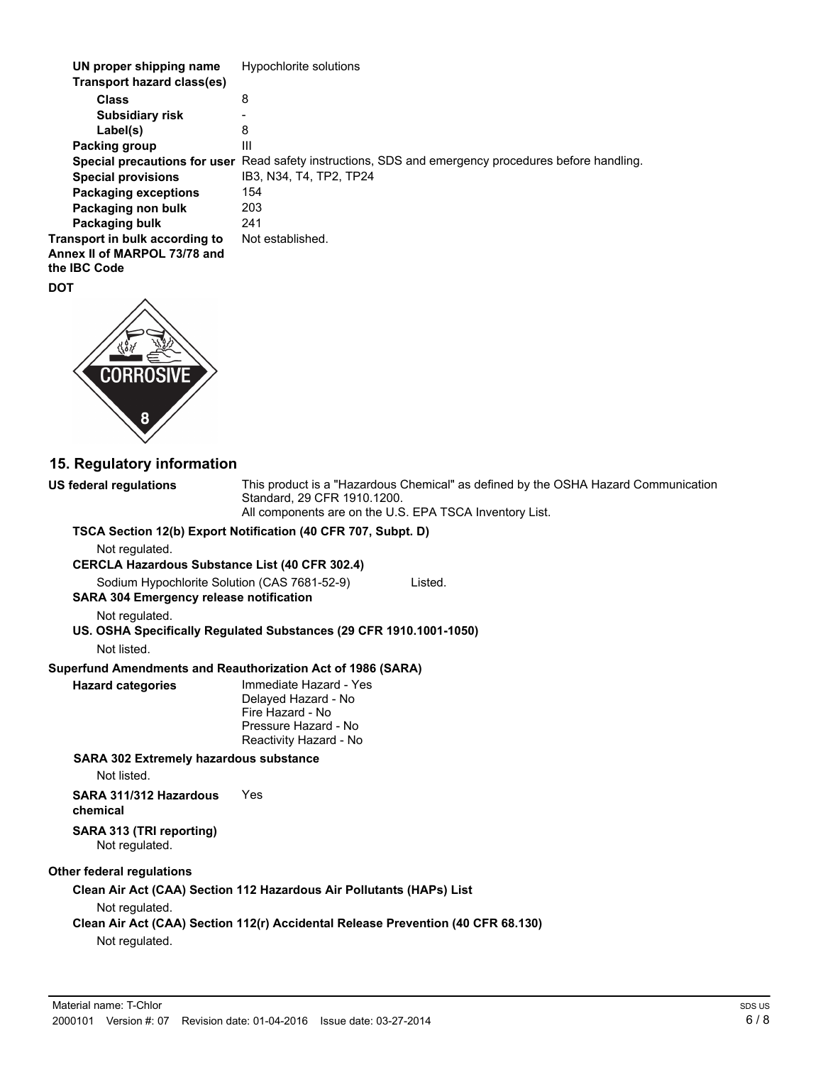| | |
|---|---|
| **UN proper shipping name** | Hypochlorite solutions |
| **Transport hazard class(es)** | |
| **Class** | 8 |
| **Subsidiary risk** | - |
| **Label(s)** | 8 |
| **Packing group** | III |
| **Special precautions for user** | Read safety instructions, SDS and emergency procedures before handling. |
| **Special provisions** | IB3, N34, T4, TP2, TP24 |
| **Packaging exceptions** | 154 |
| **Packaging non bulk** | 203 |
| **Packaging bulk** | 241 |
| **Transport in bulk according to Annex II of MARPOL 73/78 and the IBC Code** | Not established. |

**DOT**

CORROSIVE

8

## 15. Regulatory information

**US federal regulations**

This product is a "Hazardous Chemical" as defined by the OSHA Hazard Communication Standard, 29 CFR 1910.1200.
All components are on the U.S. EPA TSCA Inventory List.

**TSCA Section 12(b) Export Notification (40 CFR 707, Subpt. D)**

Not regulated.

**CERCLA Hazardous Substance List (40 CFR 302.4)**

Sodium Hypochlorite Solution (CAS 7681-52-9) Listed.

**SARA 304 Emergency release notification**

Not regulated.

**US. OSHA Specifically Regulated Substances (29 CFR 1910.1001-1050)**

Not listed.

**Superfund Amendments and Reauthorization Act of 1986 (SARA)**

**Hazard categories**

Immediate Hazard - Yes
Delayed Hazard - No
Fire Hazard - No
Pressure Hazard - No
Reactivity Hazard - No

**SARA 302 Extremely hazardous substance**

Not listed.

**SARA 311/312 Hazardous chemical** Yes

**SARA 313 (TRI reporting)**

Not regulated.

**Other federal regulations**

**Clean Air Act (CAA) Section 112 Hazardous Air Pollutants (HAPs) List**

Not regulated.

**Clean Air Act (CAA) Section 112(r) Accidental Release Prevention (40 CFR 68.130)**

Not regulated.

Material name: T-Chlor

2000101 Version #: 07 Revision date: 01-04-2016 Issue date: 03-27-2014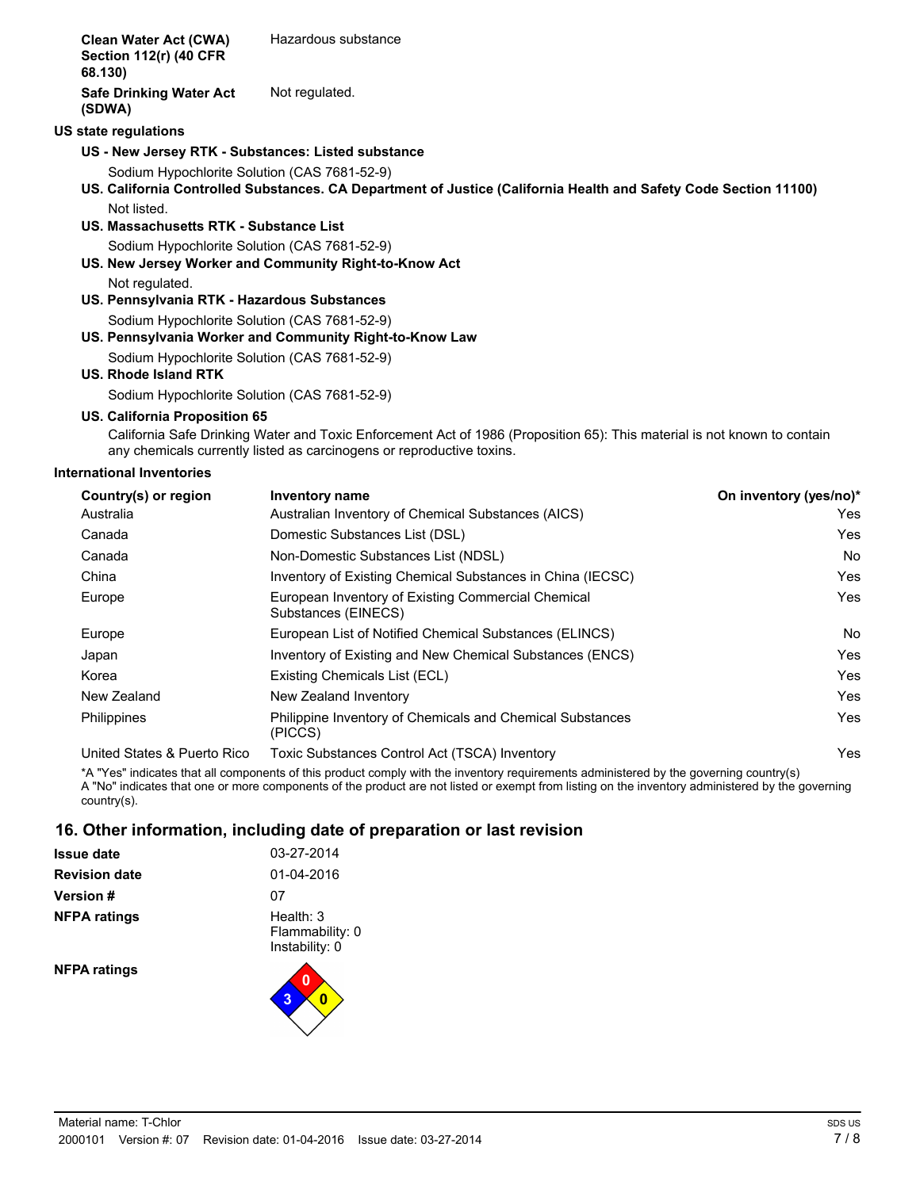**Clean Water Act (CWA) Section 112(r) (40 CFR 68.130)** Hazardous substance

**Safe Drinking Water Act (SDWA)** Not regulated.

**US state regulations**

**US - New Jersey RTK - Substances: Listed substance**

Sodium Hypochlorite Solution (CAS 7681-52-9)

**US. California Controlled Substances. CA Department of Justice (California Health and Safety Code Section 11100)**

Not listed.

**US. Massachusetts RTK - Substance List**

Sodium Hypochlorite Solution (CAS 7681-52-9)

**US. New Jersey Worker and Community Right-to-Know Act**

Not regulated.

**US. Pennsylvania RTK - Hazardous Substances**

Sodium Hypochlorite Solution (CAS 7681-52-9)

**US. Pennsylvania Worker and Community Right-to-Know Law**

Sodium Hypochlorite Solution (CAS 7681-52-9)

**US. Rhode Island RTK**

Sodium Hypochlorite Solution (CAS 7681-52-9)

**US. California Proposition 65**

California Safe Drinking Water and Toxic Enforcement Act of 1986 (Proposition 65): This material is not known to contain any chemicals currently listed as carcinogens or reproductive toxins.

**International Inventories**

| Country(s) or region | Inventory name | On inventory (yes/no)* |
|---|---|---|
| Australia | Australian Inventory of Chemical Substances (AICS) | Yes |
| Canada | Domestic Substances List (DSL) | Yes |
| Canada | Non-Domestic Substances List (NDSL) | No |
| China | Inventory of Existing Chemical Substances in China (IECSC) | Yes |
| Europe | European Inventory of Existing Commercial Chemical Substances (EINECS) | Yes |
| Europe | European List of Notified Chemical Substances (ELINCS) | No |
| Japan | Inventory of Existing and New Chemical Substances (ENCS) | Yes |
| Korea | Existing Chemicals List (ECL) | Yes |
| New Zealand | New Zealand Inventory | Yes |
| Philippines | Philippine Inventory of Chemicals and Chemical Substances (PICCS) | Yes |
| United States & Puerto Rico | Toxic Substances Control Act (TSCA) Inventory | Yes |

*A "Yes" indicates that all components of this product comply with the inventory requirements administered by the governing country(s)
A "No" indicates that one or more components of the product are not listed or exempt from listing on the inventory administered by the governing country(s).

## 16. Other information, including date of preparation or last revision

**Issue date** 03-27-2014

**Revision date** 01-04-2016

**Version #** 07

**NFPA ratings** Health: 3
Flammability: 0
Instability: 0

**NFPA ratings**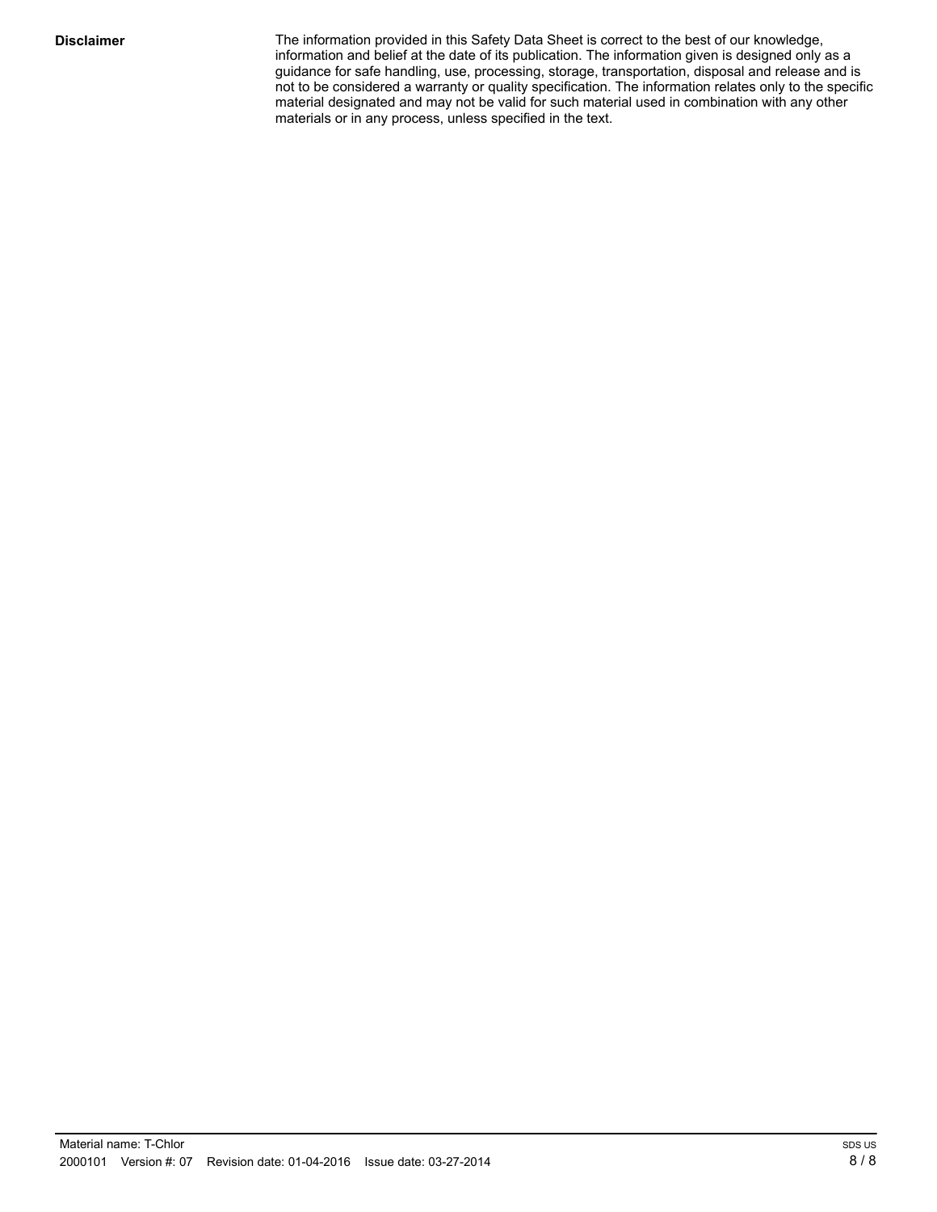**Disclaimer**

The information provided in this Safety Data Sheet is correct to the best of our knowledge, information and belief at the date of its publication. The information given is designed only as a guidance for safe handling, use, processing, storage, transportation, disposal and release and is not to be considered a warranty or quality specification. The information relates only to the specific material designated and may not be valid for such material used in combination with any other materials or in any process, unless specified in the text.